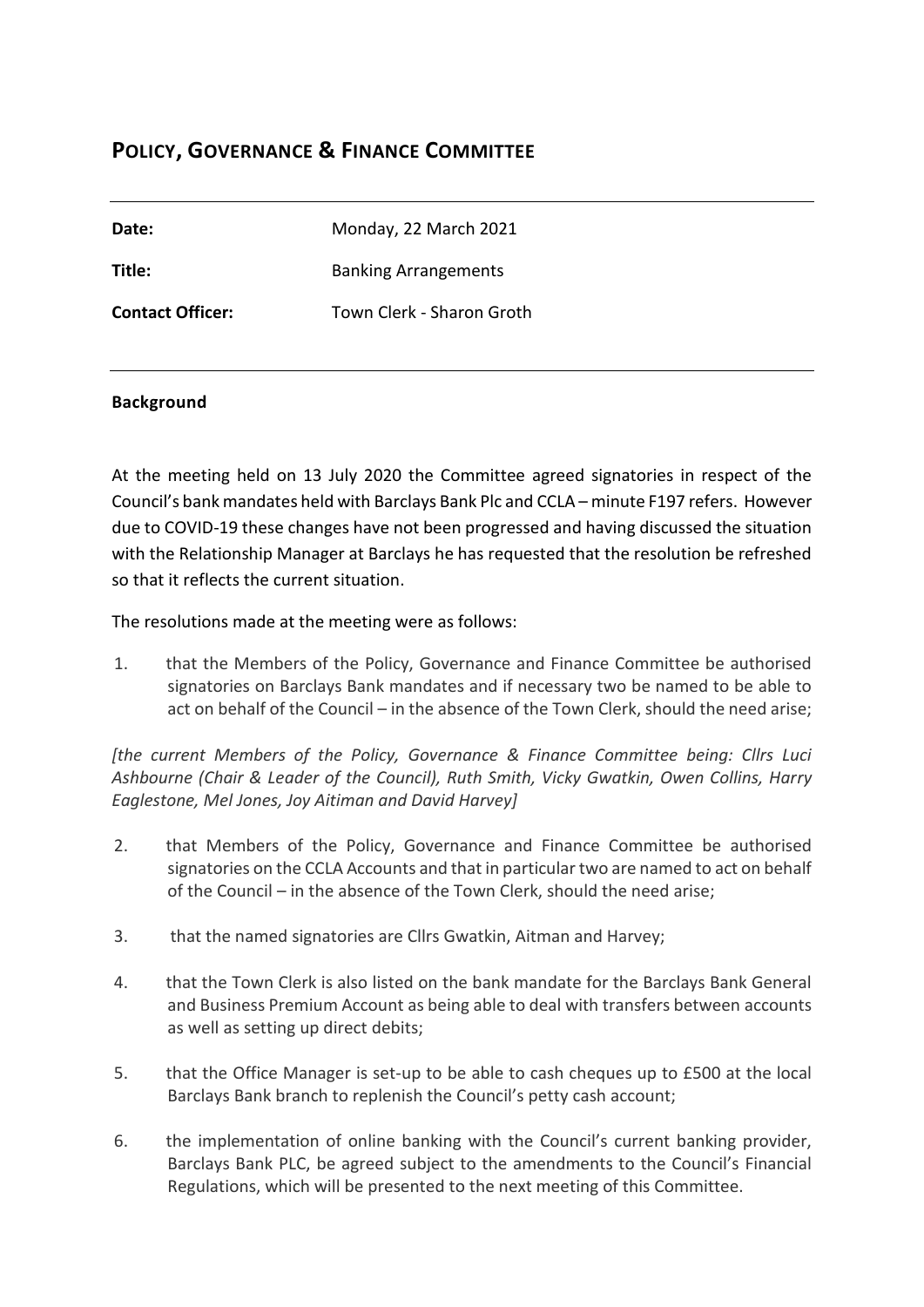## Policy, Governance & Finance Committee

| | |
|---|---|
| **Date:** | Monday, 22 March 2021 |
| **Title:** | Banking Arrangements |
| **Contact Officer:** | Town Clerk - Sharon Groth |

### Background

At the meeting held on 13 July 2020 the Committee agreed signatories in respect of the Council's bank mandates held with Barclays Bank Plc and CCLA – minute F197 refers. However due to COVID-19 these changes have not been progressed and having discussed the situation with the Relationship Manager at Barclays he has requested that the resolution be refreshed so that it reflects the current situation.

The resolutions made at the meeting were as follows:

1. that the Members of the Policy, Governance and Finance Committee be authorised signatories on Barclays Bank mandates and if necessary two be named to be able to act on behalf of the Council – in the absence of the Town Clerk, should the need arise;

*[the current Members of the Policy, Governance & Finance Committee being: Cllrs Luci Ashbourne (Chair & Leader of the Council), Ruth Smith, Vicky Gwatkin, Owen Collins, Harry Eaglestone, Mel Jones, Joy Aitiman and David Harvey]*

2. that Members of the Policy, Governance and Finance Committee be authorised signatories on the CCLA Accounts and that in particular two are named to act on behalf of the Council – in the absence of the Town Clerk, should the need arise;
3. that the named signatories are Cllrs Gwatkin, Aitman and Harvey;
4. that the Town Clerk is also listed on the bank mandate for the Barclays Bank General and Business Premium Account as being able to deal with transfers between accounts as well as setting up direct debits;
5. that the Office Manager is set-up to be able to cash cheques up to £500 at the local Barclays Bank branch to replenish the Council's petty cash account;
6. the implementation of online banking with the Council's current banking provider, Barclays Bank PLC, be agreed subject to the amendments to the Council's Financial Regulations, which will be presented to the next meeting of this Committee.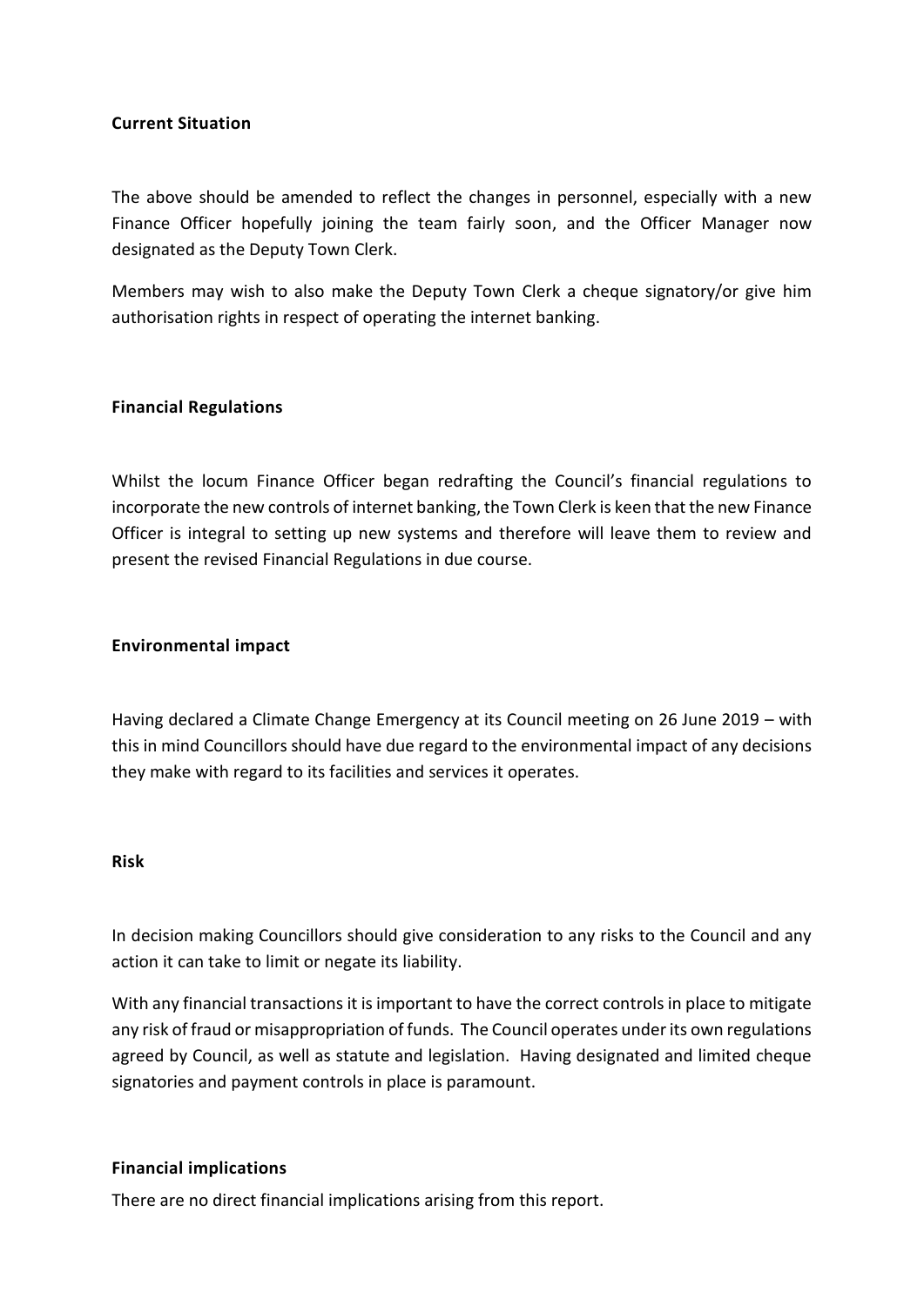**Current Situation**

The above should be amended to reflect the changes in personnel, especially with a new Finance Officer hopefully joining the team fairly soon, and the Officer Manager now designated as the Deputy Town Clerk.

Members may wish to also make the Deputy Town Clerk a cheque signatory/or give him authorisation rights in respect of operating the internet banking.

**Financial Regulations**

Whilst the locum Finance Officer began redrafting the Council's financial regulations to incorporate the new controls of internet banking, the Town Clerk is keen that the new Finance Officer is integral to setting up new systems and therefore will leave them to review and present the revised Financial Regulations in due course.

**Environmental impact**

Having declared a Climate Change Emergency at its Council meeting on 26 June 2019 – with this in mind Councillors should have due regard to the environmental impact of any decisions they make with regard to its facilities and services it operates.

**Risk**

In decision making Councillors should give consideration to any risks to the Council and any action it can take to limit or negate its liability.

With any financial transactions it is important to have the correct controls in place to mitigate any risk of fraud or misappropriation of funds. The Council operates under its own regulations agreed by Council, as well as statute and legislation. Having designated and limited cheque signatories and payment controls in place is paramount.

**Financial implications**

There are no direct financial implications arising from this report.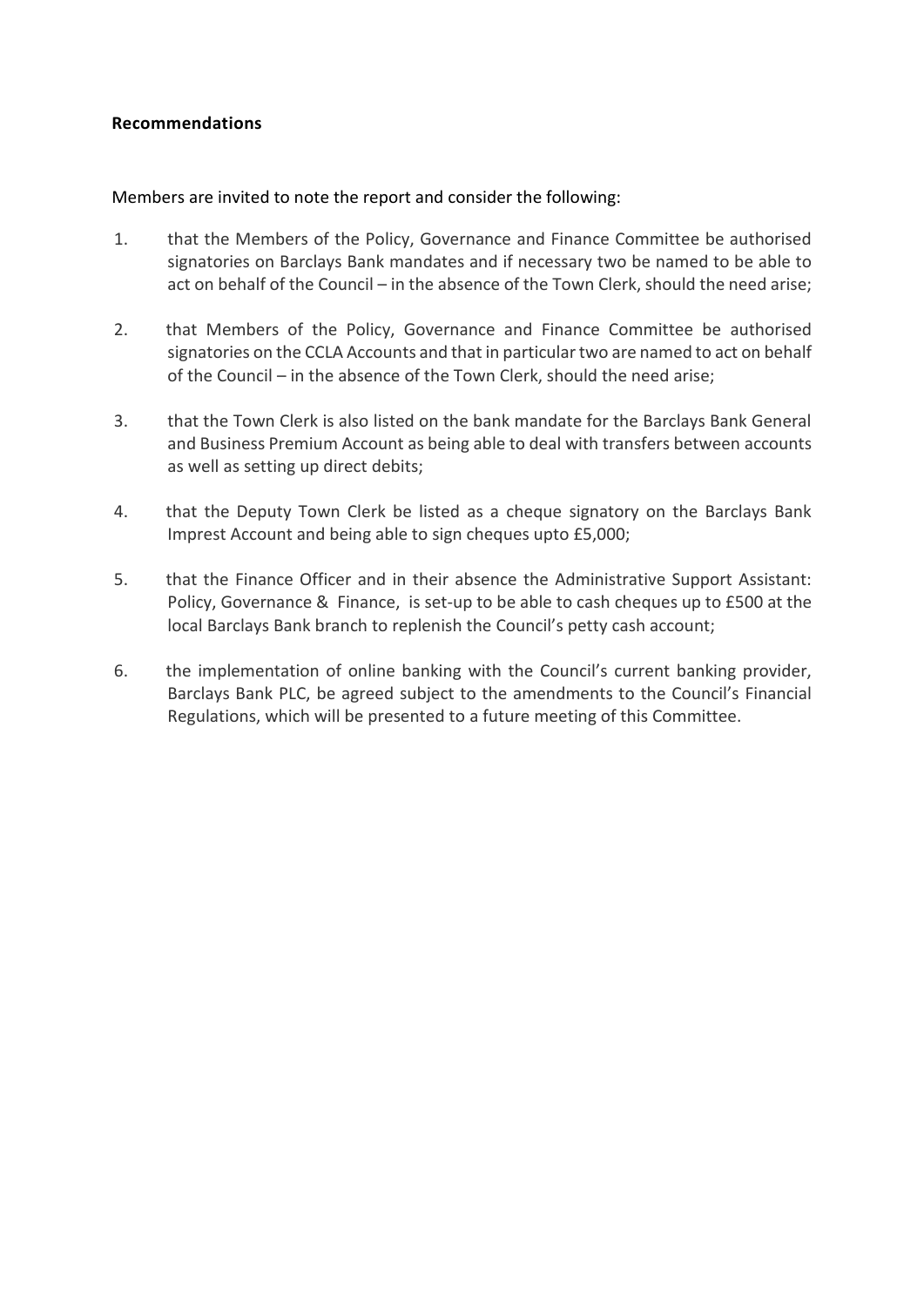**Recommendations**

Members are invited to note the report and consider the following:

1. that the Members of the Policy, Governance and Finance Committee be authorised signatories on Barclays Bank mandates and if necessary two be named to be able to act on behalf of the Council – in the absence of the Town Clerk, should the need arise;

2. that Members of the Policy, Governance and Finance Committee be authorised signatories on the CCLA Accounts and that in particular two are named to act on behalf of the Council – in the absence of the Town Clerk, should the need arise;

3. that the Town Clerk is also listed on the bank mandate for the Barclays Bank General and Business Premium Account as being able to deal with transfers between accounts as well as setting up direct debits;

4. that the Deputy Town Clerk be listed as a cheque signatory on the Barclays Bank Imprest Account and being able to sign cheques upto £5,000;

5. that the Finance Officer and in their absence the Administrative Support Assistant: Policy, Governance & Finance, is set-up to be able to cash cheques up to £500 at the local Barclays Bank branch to replenish the Council's petty cash account;

6. the implementation of online banking with the Council's current banking provider, Barclays Bank PLC, be agreed subject to the amendments to the Council's Financial Regulations, which will be presented to a future meeting of this Committee.